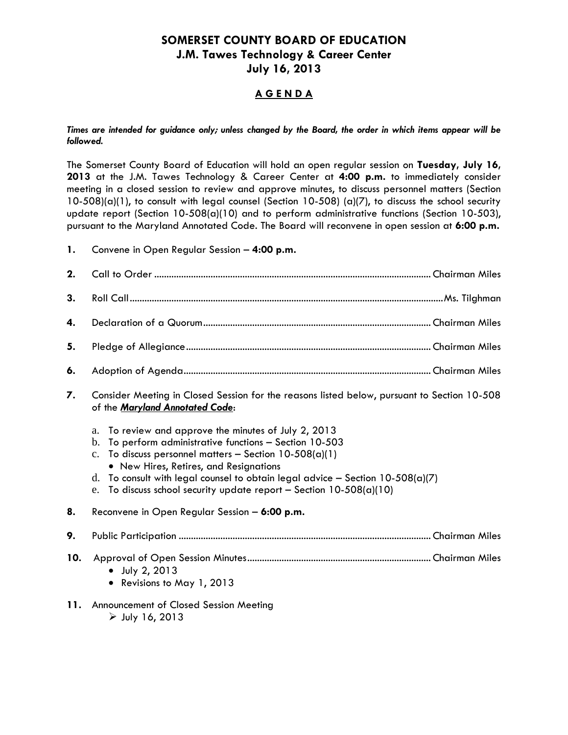# SOMERSET COUNTY BOARD OF EDUCATION
## J.M. Tawes Technology & Career Center
## July 16, 2013

### A G E N D A

***Times are intended for guidance only; unless changed by the Board, the order in which items appear will be followed.***

The Somerset County Board of Education will hold an open regular session on **Tuesday, July 16, 2013** at the J.M. Tawes Technology & Career Center at **4:00 p.m.** to immediately consider meeting in a closed session to review and approve minutes, to discuss personnel matters (Section 10-508)(a)(1), to consult with legal counsel (Section 10-508) (a)(7), to discuss the school security update report (Section 10-508(a)(10) and to perform administrative functions (Section 10-503), pursuant to the Maryland Annotated Code. The Board will reconvene in open session at **6:00 p.m.**

**1.** Convene in Open Regular Session – **4:00 p.m.**

**2.** Call to Order ........................................ Chairman Miles

**3.** Roll Call ........................................ Ms. Tilghman

**4.** Declaration of a Quorum ........................................ Chairman Miles

**5.** Pledge of Allegiance ........................................ Chairman Miles

**6.** Adoption of Agenda ........................................ Chairman Miles

**7.** Consider Meeting in Closed Session for the reasons listed below, pursuant to Section 10-508 of the ***Maryland Annotated Code***:

   a. To review and approve the minutes of July 2, 2013
   b. To perform administrative functions – Section 10-503
   c. To discuss personnel matters – Section 10-508(a)(1)
      - New Hires, Retires, and Resignations
   d. To consult with legal counsel to obtain legal advice – Section 10-508(a)(7)
   e. To discuss school security update report – Section 10-508(a)(10)

**8.** Reconvene in Open Regular Session – **6:00 p.m.**

**9.** Public Participation ........................................ Chairman Miles

**10.** Approval of Open Session Minutes ........................................ Chairman Miles
   - July 2, 2013
   - Revisions to May 1, 2013

**11.** Announcement of Closed Session Meeting
   - July 16, 2013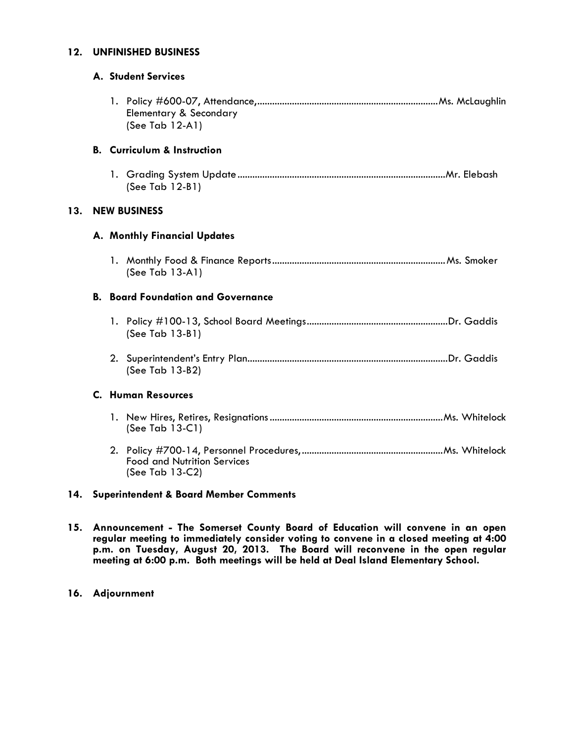**12. UNFINISHED BUSINESS**

**A. Student Services**

1. Policy #600-07, Attendance,.........................................................................Ms. McLaughlin
   Elementary & Secondary
   (See Tab 12-A1)

**B. Curriculum & Instruction**

1. Grading System Update ...................................................................................Mr. Elebash
   (See Tab 12-B1)

**13. NEW BUSINESS**

**A. Monthly Financial Updates**

1. Monthly Food & Finance Reports.....................................................................Ms. Smoker
   (See Tab 13-A1)

**B. Board Foundation and Governance**

1. Policy #100-13, School Board Meetings.........................................................Dr. Gaddis
   (See Tab 13-B1)

2. Superintendent's Entry Plan...............................................................................Dr. Gaddis
   (See Tab 13-B2)

**C. Human Resources**

1. New Hires, Retires, Resignations .....................................................................Ms. Whitelock
   (See Tab 13-C1)

2. Policy #700-14, Personnel Procedures,.........................................................Ms. Whitelock
   Food and Nutrition Services
   (See Tab 13-C2)

**14. Superintendent & Board Member Comments**

**15. Announcement - The Somerset County Board of Education will convene in an open regular meeting to immediately consider voting to convene in a closed meeting at 4:00 p.m. on Tuesday, August 20, 2013. The Board will reconvene in the open regular meeting at 6:00 p.m. Both meetings will be held at Deal Island Elementary School.**

**16. Adjournment**